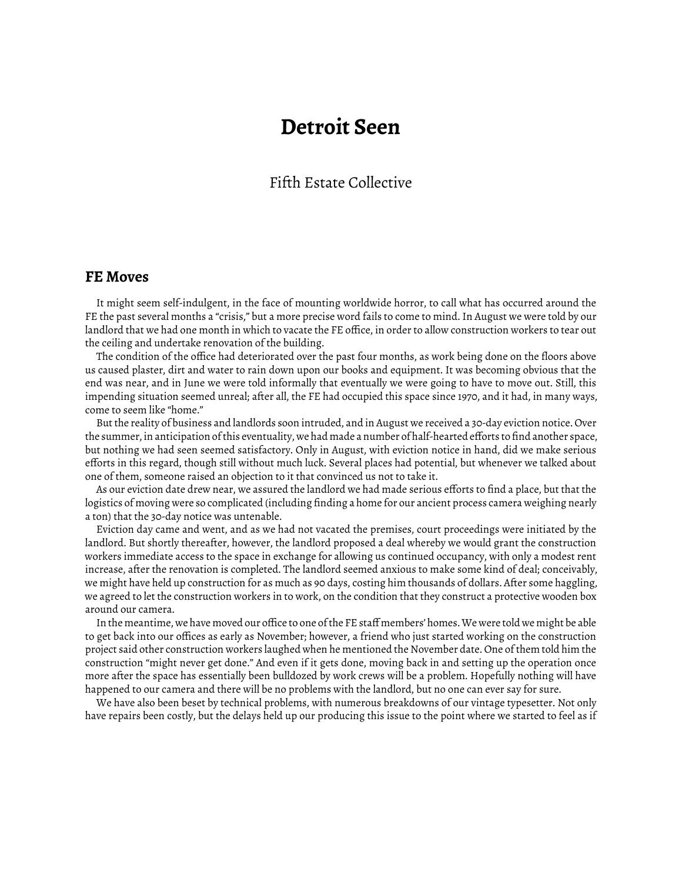# Detroit Seen

Fifth Estate Collective

## FE Moves

It might seem self-indulgent, in the face of mounting worldwide horror, to call what has occurred around the FE the past several months a "crisis," but a more precise word fails to come to mind. In August we were told by our landlord that we had one month in which to vacate the FE office, in order to allow construction workers to tear out the ceiling and undertake renovation of the building.

The condition of the office had deteriorated over the past four months, as work being done on the floors above us caused plaster, dirt and water to rain down upon our books and equipment. It was becoming obvious that the end was near, and in June we were told informally that eventually we were going to have to move out. Still, this impending situation seemed unreal; after all, the FE had occupied this space since 1970, and it had, in many ways, come to seem like "home."

But the reality of business and landlords soon intruded, and in August we received a 30-day eviction notice. Over the summer, in anticipation of this eventuality, we had made a number of half-hearted efforts to find another space, but nothing we had seen seemed satisfactory. Only in August, with eviction notice in hand, did we make serious efforts in this regard, though still without much luck. Several places had potential, but whenever we talked about one of them, someone raised an objection to it that convinced us not to take it.

As our eviction date drew near, we assured the landlord we had made serious efforts to find a place, but that the logistics of moving were so complicated (including finding a home for our ancient process camera weighing nearly a ton) that the 30-day notice was untenable.

Eviction day came and went, and as we had not vacated the premises, court proceedings were initiated by the landlord. But shortly thereafter, however, the landlord proposed a deal whereby we would grant the construction workers immediate access to the space in exchange for allowing us continued occupancy, with only a modest rent increase, after the renovation is completed. The landlord seemed anxious to make some kind of deal; conceivably, we might have held up construction for as much as 90 days, costing him thousands of dollars. After some haggling, we agreed to let the construction workers in to work, on the condition that they construct a protective wooden box around our camera.

In the meantime, we have moved our office to one of the FE staff members' homes. We were told we might be able to get back into our offices as early as November; however, a friend who just started working on the construction project said other construction workers laughed when he mentioned the November date. One of them told him the construction "might never get done." And even if it gets done, moving back in and setting up the operation once more after the space has essentially been bulldozed by work crews will be a problem. Hopefully nothing will have happened to our camera and there will be no problems with the landlord, but no one can ever say for sure.

We have also been beset by technical problems, with numerous breakdowns of our vintage typesetter. Not only have repairs been costly, but the delays held up our producing this issue to the point where we started to feel as if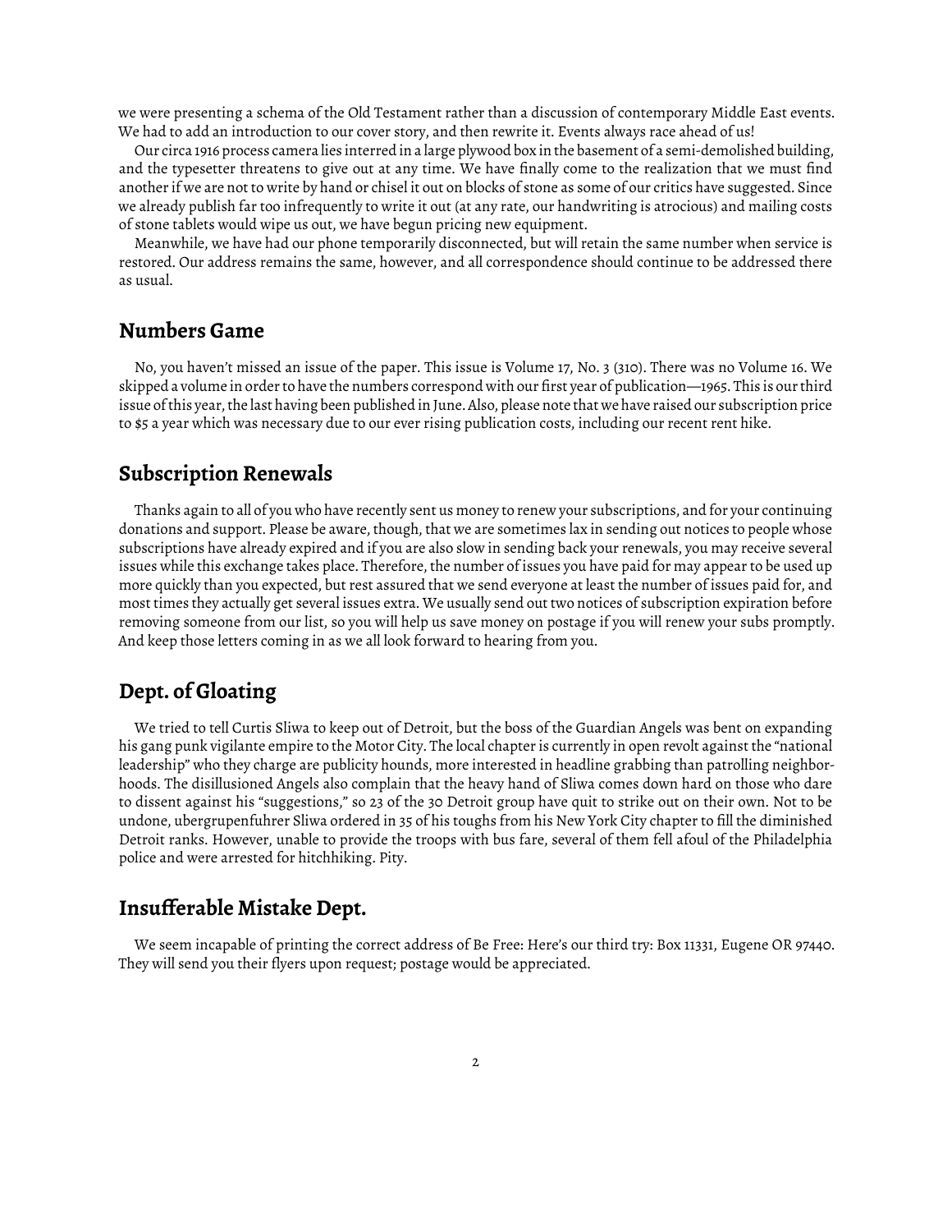we were presenting a schema of the Old Testament rather than a discussion of contemporary Middle East events. We had to add an introduction to our cover story, and then rewrite it. Events always race ahead of us!

Our circa 1916 process camera lies interred in a large plywood box in the basement of a semi-demolished building, and the typesetter threatens to give out at any time. We have finally come to the realization that we must find another if we are not to write by hand or chisel it out on blocks of stone as some of our critics have suggested. Since we already publish far too infrequently to write it out (at any rate, our handwriting is atrocious) and mailing costs of stone tablets would wipe us out, we have begun pricing new equipment.

Meanwhile, we have had our phone temporarily disconnected, but will retain the same number when service is restored. Our address remains the same, however, and all correspondence should continue to be addressed there as usual.

## Numbers Game

No, you haven't missed an issue of the paper. This issue is Volume 17, No. 3 (310). There was no Volume 16. We skipped a volume in order to have the numbers correspond with our first year of publication—1965. This is our third issue of this year, the last having been published in June. Also, please note that we have raised our subscription price to $5 a year which was necessary due to our ever rising publication costs, including our recent rent hike.

## Subscription Renewals

Thanks again to all of you who have recently sent us money to renew your subscriptions, and for your continuing donations and support. Please be aware, though, that we are sometimes lax in sending out notices to people whose subscriptions have already expired and if you are also slow in sending back your renewals, you may receive several issues while this exchange takes place. Therefore, the number of issues you have paid for may appear to be used up more quickly than you expected, but rest assured that we send everyone at least the number of issues paid for, and most times they actually get several issues extra. We usually send out two notices of subscription expiration before removing someone from our list, so you will help us save money on postage if you will renew your subs promptly. And keep those letters coming in as we all look forward to hearing from you.

## Dept. of Gloating

We tried to tell Curtis Sliwa to keep out of Detroit, but the boss of the Guardian Angels was bent on expanding his gang punk vigilante empire to the Motor City. The local chapter is currently in open revolt against the "national leadership" who they charge are publicity hounds, more interested in headline grabbing than patrolling neighborhoods. The disillusioned Angels also complain that the heavy hand of Sliwa comes down hard on those who dare to dissent against his "suggestions," so 23 of the 30 Detroit group have quit to strike out on their own. Not to be undone, ubergrupenfuhrer Sliwa ordered in 35 of his toughs from his New York City chapter to fill the diminished Detroit ranks. However, unable to provide the troops with bus fare, several of them fell afoul of the Philadelphia police and were arrested for hitchhiking. Pity.

## Insufferable Mistake Dept.

We seem incapable of printing the correct address of Be Free: Here's our third try: Box 11331, Eugene OR 97440. They will send you their flyers upon request; postage would be appreciated.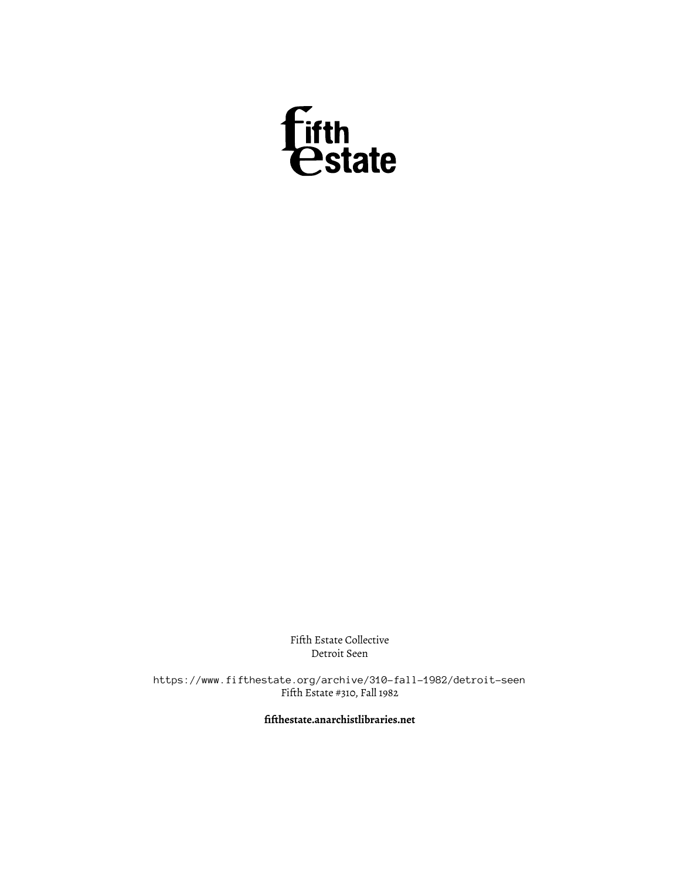Fifth Estate

Fifth Estate Collective
Detroit Seen

https://www.fifthestate.org/archive/310-fall-1982/detroit-seen
Fifth Estate #310, Fall 1982

**fifthestate.anarchistlibraries.net**